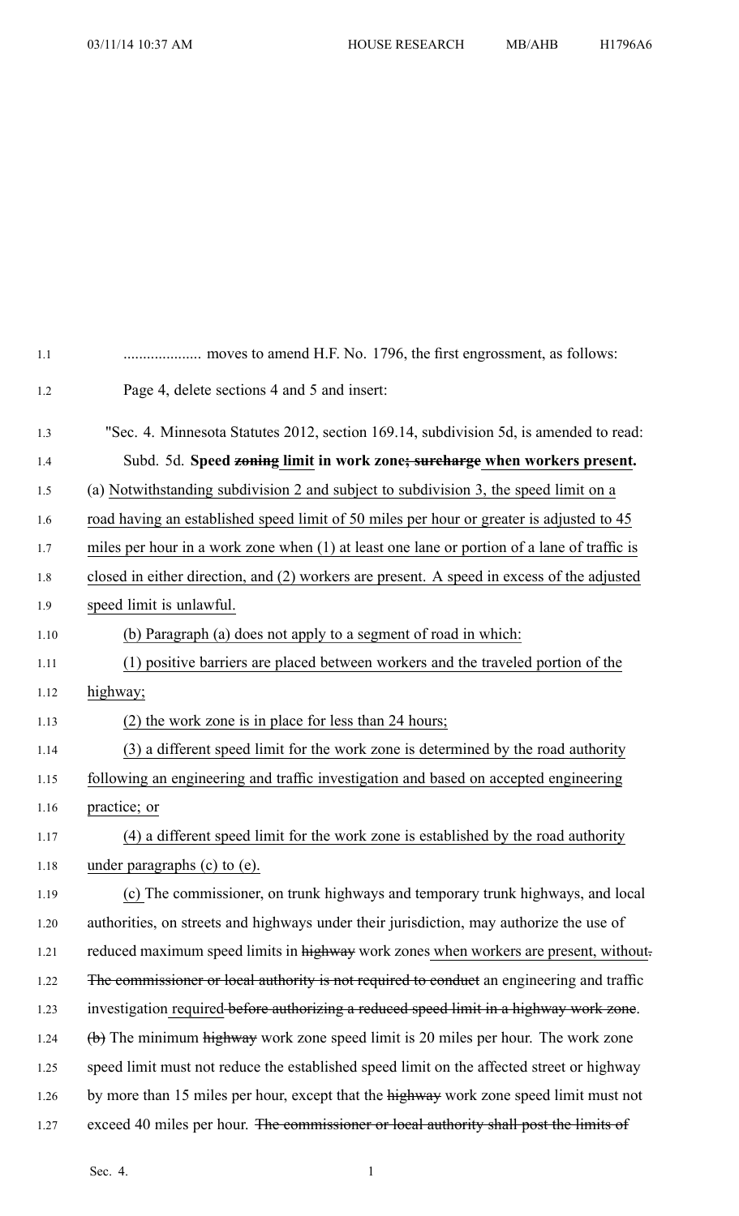.................... moves to amend H.F. No. 1796, the first engrossment, as follows:

Page 4, delete sections 4 and 5 and insert:

"Sec. 4. Minnesota Statutes 2012, section 169.14, subdivision 5d, is amended to read:

Subd. 5d. **Speed ~~zoning~~ limit in work zone~~; surcharge~~ when workers present.** (a) Notwithstanding subdivision 2 and subject to subdivision 3, the speed limit on a road having an established speed limit of 50 miles per hour or greater is adjusted to 45 miles per hour in a work zone when (1) at least one lane or portion of a lane of traffic is closed in either direction, and (2) workers are present. A speed in excess of the adjusted speed limit is unlawful.

(b) Paragraph (a) does not apply to a segment of road in which:

(1) positive barriers are placed between workers and the traveled portion of the highway;

(2) the work zone is in place for less than 24 hours;

(3) a different speed limit for the work zone is determined by the road authority following an engineering and traffic investigation and based on accepted engineering practice; or

(4) a different speed limit for the work zone is established by the road authority under paragraphs (c) to (e).

(c) The commissioner, on trunk highways and temporary trunk highways, and local authorities, on streets and highways under their jurisdiction, may authorize the use of reduced maximum speed limits in ~~highway~~ work zones when workers are present, without~~.~~ ~~The commissioner or local authority is not required to conduct~~ an engineering and traffic investigation required ~~before authorizing a reduced speed limit in a highway work zone~~.

~~(b)~~ The minimum ~~highway~~ work zone speed limit is 20 miles per hour. The work zone speed limit must not reduce the established speed limit on the affected street or highway by more than 15 miles per hour, except that the ~~highway~~ work zone speed limit must not exceed 40 miles per hour. ~~The commissioner or local authority shall post the limits of~~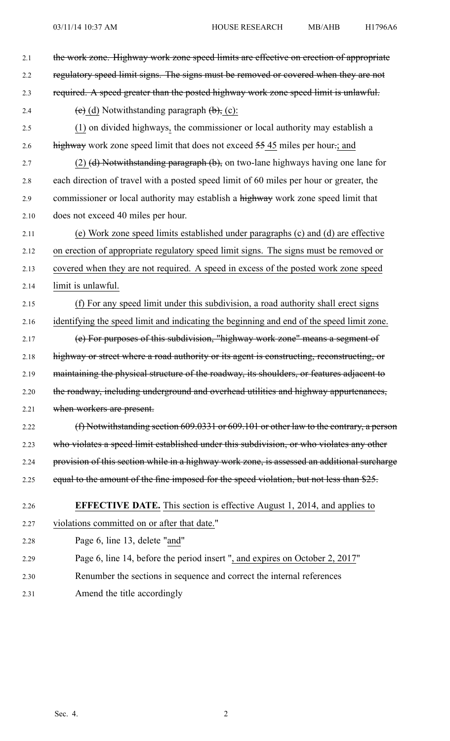2.1 ~~the work zone. Highway work zone speed limits are effective on erection of appropriate~~
2.2 ~~regulatory speed limit signs. The signs must be removed or covered when they are not~~
2.3 ~~required. A speed greater than the posted highway work zone speed limit is unlawful.~~

2.4 ~~(c)~~ (d) Notwithstanding paragraph ~~(b),~~ (c):

2.5 (1) on divided highways, the commissioner or local authority may establish a
2.6 ~~highway~~ work zone speed limit that does not exceed ~~55~~ 45 miles per hour~~.~~; and

2.7 (2) ~~(d) Notwithstanding paragraph (b),~~ on two-lane highways having one lane for
2.8 each direction of travel with a posted speed limit of 60 miles per hour or greater, the
2.9 commissioner or local authority may establish a ~~highway~~ work zone speed limit that
2.10 does not exceed 40 miles per hour.

2.11 (e) Work zone speed limits established under paragraphs (c) and (d) are effective
2.12 on erection of appropriate regulatory speed limit signs. The signs must be removed or
2.13 covered when they are not required. A speed in excess of the posted work zone speed
2.14 limit is unlawful.

2.15 (f) For any speed limit under this subdivision, a road authority shall erect signs
2.16 identifying the speed limit and indicating the beginning and end of the speed limit zone.

2.17 ~~(e) For purposes of this subdivision, "highway work zone" means a segment of~~
2.18 ~~highway or street where a road authority or its agent is constructing, reconstructing, or~~
2.19 ~~maintaining the physical structure of the roadway, its shoulders, or features adjacent to~~
2.20 ~~the roadway, including underground and overhead utilities and highway appurtenances,~~
2.21 ~~when workers are present.~~

2.22 ~~(f) Notwithstanding section 609.0331 or 609.101 or other law to the contrary, a person~~
2.23 ~~who violates a speed limit established under this subdivision, or who violates any other~~
2.24 ~~provision of this section while in a highway work zone, is assessed an additional surcharge~~
2.25 ~~equal to the amount of the fine imposed for the speed violation, but not less than $25.~~

2.26 **EFFECTIVE DATE.** This section is effective August 1, 2014, and applies to
2.27 violations committed on or after that date."

2.28 Page 6, line 13, delete "and"

2.29 Page 6, line 14, before the period insert ", and expires on October 2, 2017"

2.30 Renumber the sections in sequence and correct the internal references

2.31 Amend the title accordingly